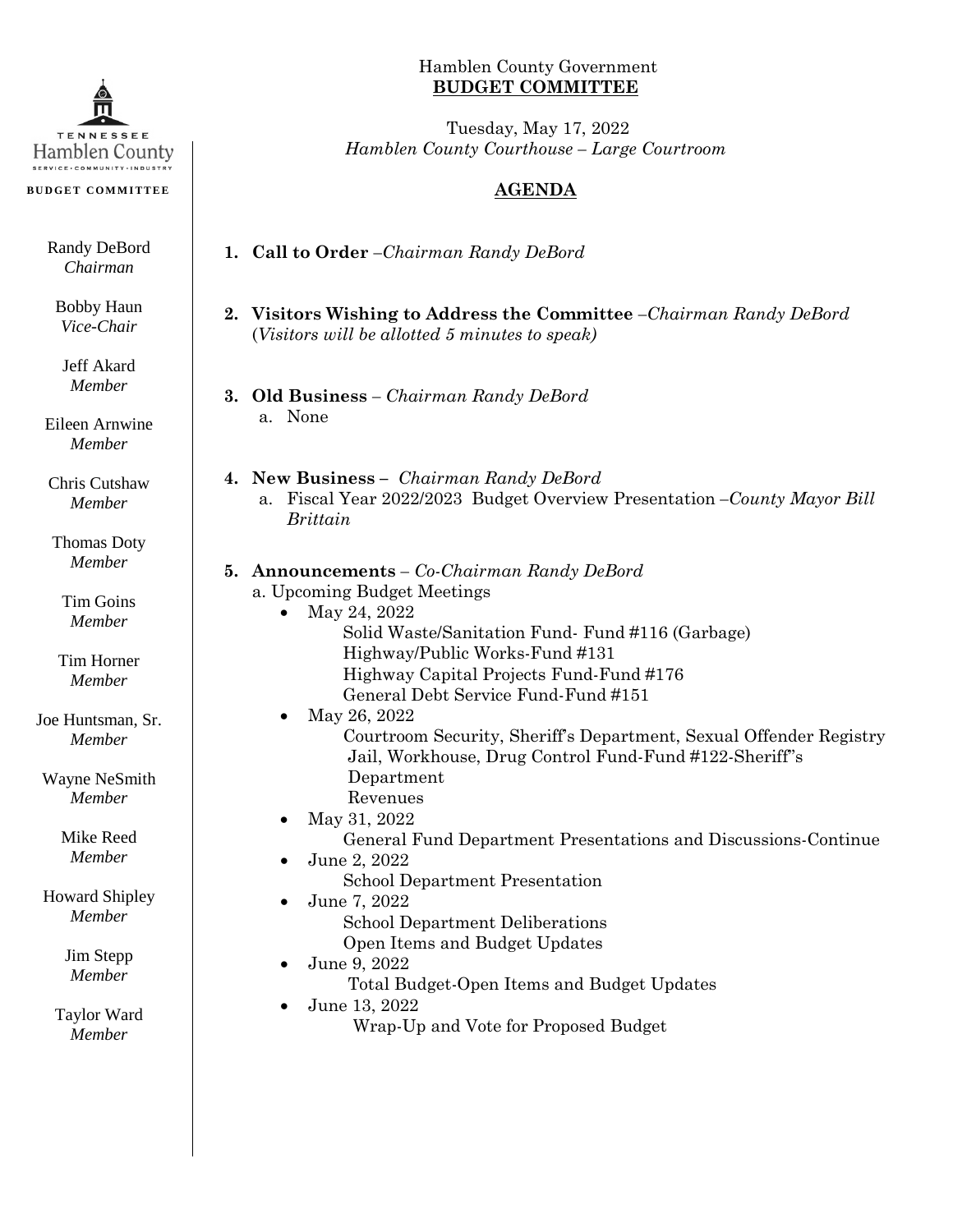TENNESSEE
Hamblen County
SERVICE • COMMUNITY • INDUSTRY

**BUDGET COMMITTEE**

Randy DeBord
*Chairman*

Bobby Haun
*Vice-Chair*

Jeff Akard
*Member*

Eileen Arnwine
*Member*

Chris Cutshaw
*Member*

Thomas Doty
*Member*

Tim Goins
*Member*

Tim Horner
*Member*

Joe Huntsman, Sr.
*Member*

Wayne NeSmith
*Member*

Mike Reed
*Member*

Howard Shipley
*Member*

Jim Stepp
*Member*

Taylor Ward
*Member*

Hamblen County Government
**BUDGET COMMITTEE**

Tuesday, May 17, 2022
*Hamblen County Courthouse – Large Courtroom*

## AGENDA

1. **Call to Order** –*Chairman Randy DeBord*

2. **Visitors Wishing to Address the Committee** –*Chairman Randy DeBord*
   (*Visitors will be allotted 5 minutes to speak)*

3. **Old Business** – *Chairman Randy DeBord*
   a. None

4. **New Business –** *Chairman Randy DeBord*
   a. Fiscal Year 2022/2023 Budget Overview Presentation –*County Mayor Bill Brittain*

5. **Announcements** – *Co-Chairman Randy DeBord*
   a. Upcoming Budget Meetings
   - May 24, 2022
     - Solid Waste/Sanitation Fund- Fund #116 (Garbage)
     - Highway/Public Works-Fund #131
     - Highway Capital Projects Fund-Fund #176
     - General Debt Service Fund-Fund #151
   - May 26, 2022
     - Courtroom Security, Sheriff's Department, Sexual Offender Registry Jail, Workhouse, Drug Control Fund-Fund #122-Sheriff's Department
     - Revenues
   - May 31, 2022
     - General Fund Department Presentations and Discussions-Continue
   - June 2, 2022
     - School Department Presentation
   - June 7, 2022
     - School Department Deliberations
     - Open Items and Budget Updates
   - June 9, 2022
     - Total Budget-Open Items and Budget Updates
   - June 13, 2022
     - Wrap-Up and Vote for Proposed Budget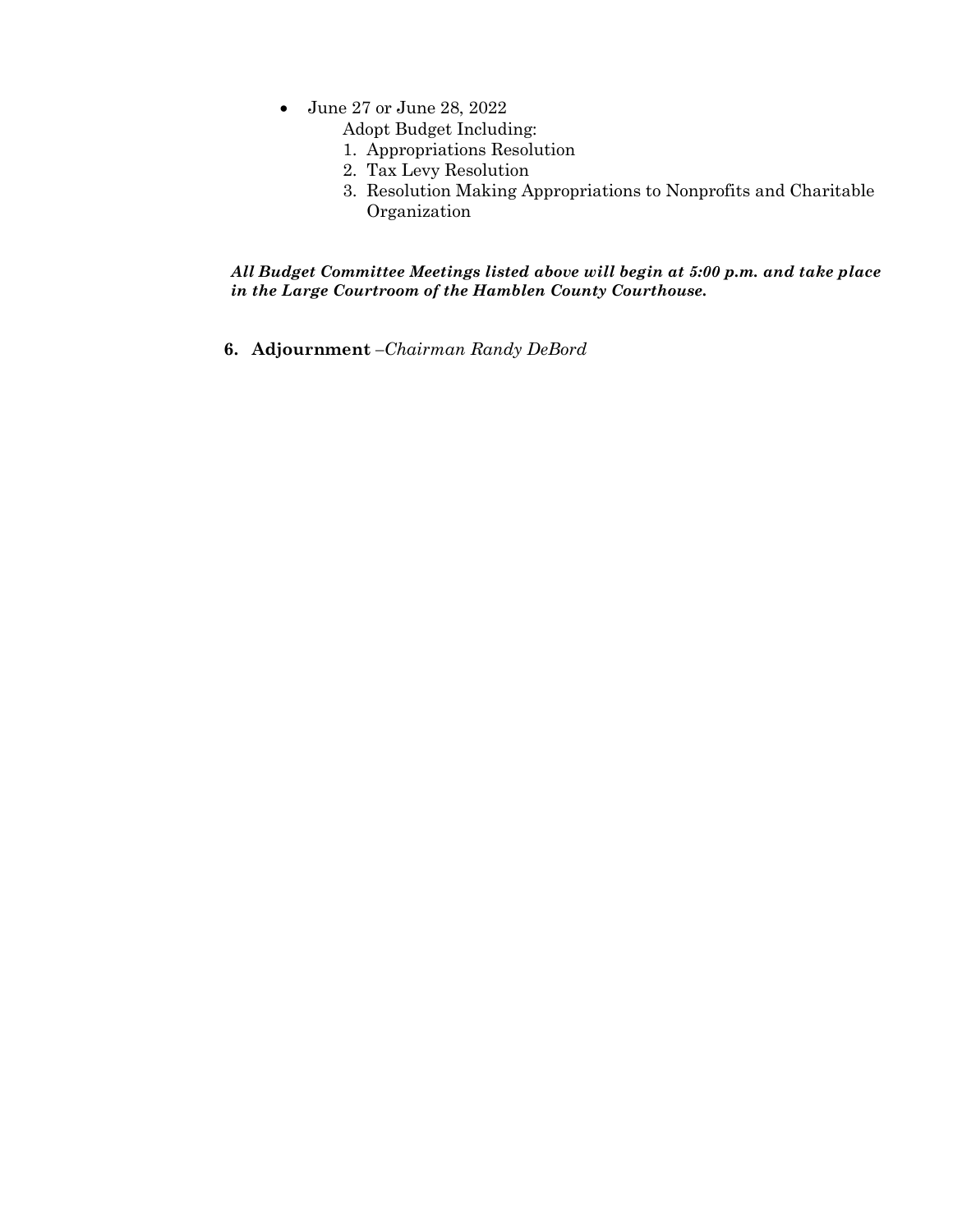- June 27 or June 28, 2022
  Adopt Budget Including:
  1. Appropriations Resolution
  2. Tax Levy Resolution
  3. Resolution Making Appropriations to Nonprofits and Charitable Organization

***All Budget Committee Meetings listed above will begin at 5:00 p.m. and take place in the Large Courtroom of the Hamblen County Courthouse.***

**6. Adjournment** –*Chairman Randy DeBord*